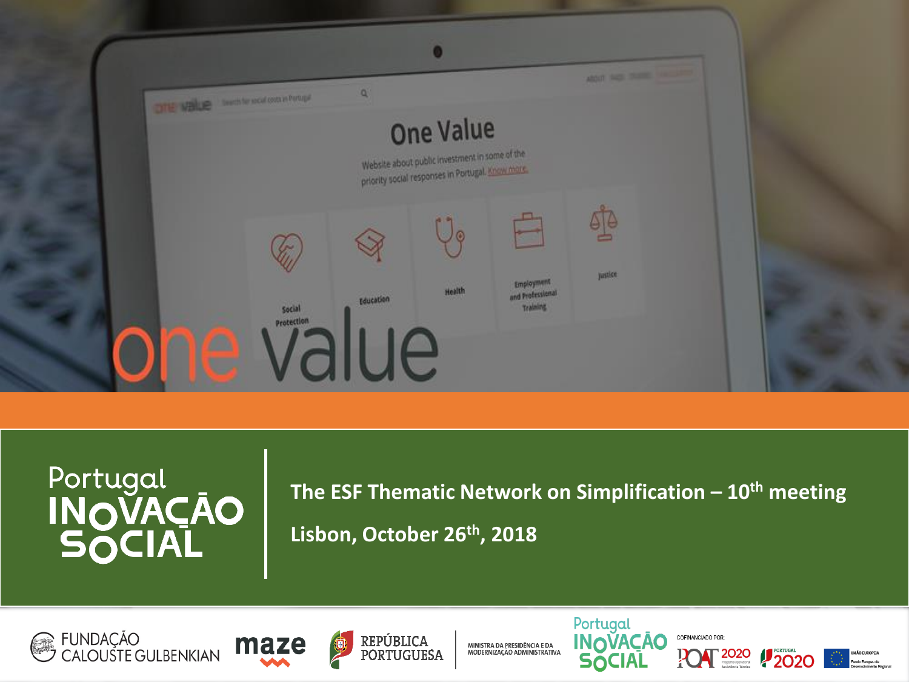# one value

## The ESF Thematic Network on Simplification – 10th meeting

**Lisbon, October 26th, 2018**

Portugal INOVAÇÃO SOCIAL

FUNDAÇÃO CALOUSTE GULBENKIAN | maze | REPÚBLICA PORTUGUESA | MINISTRA DA PRESIDÊNCIA E DA MODERNIZAÇÃO ADMINISTRATIVA | Portugal INOVAÇÃO SOCIAL | COFINANCIADO POR: POAT 2020 | PORTUGAL 2020 | UNIÃO EUROPEIA Fundo Europeu de Desenvolvimento Regional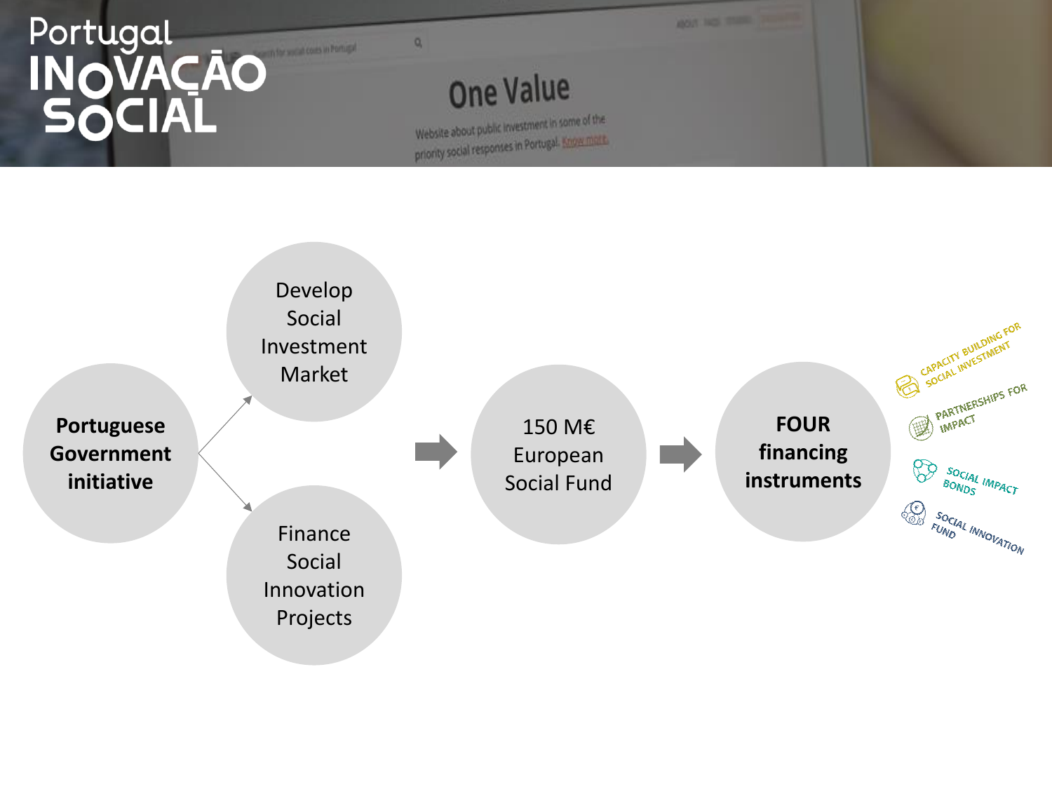# Portugal INOVAÇÃO SOCIAL

**Portuguese Government initiative**

- Develop Social Investment Market
- Finance Social Innovation Projects

→ 150 M€ European Social Fund

→ **FOUR financing instruments**

- CAPACITY BUILDING FOR SOCIAL INVESTMENT
- PARTNERSHIPS FOR IMPACT
- SOCIAL IMPACT BONDS
- SOCIAL INNOVATION FUND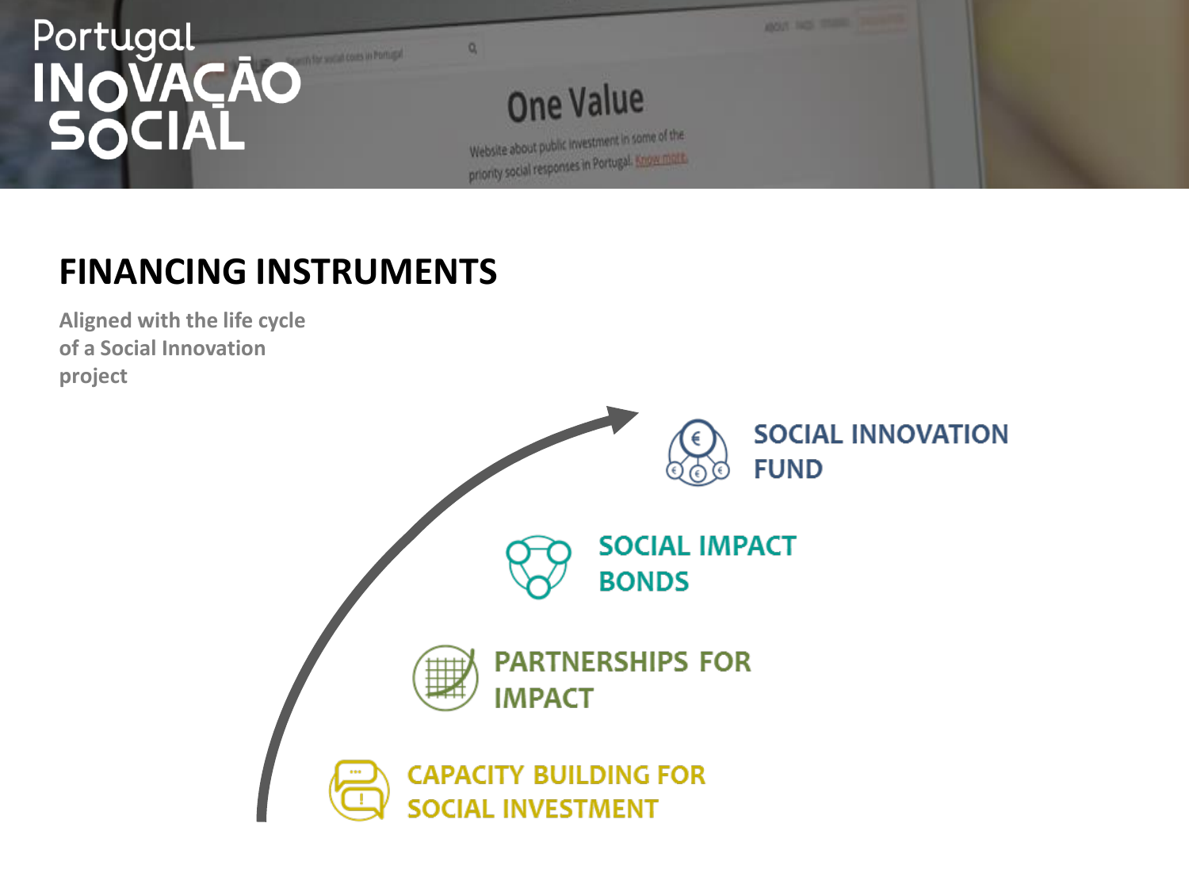Portugal INOVAÇÃO SOCIAL

## FINANCING INSTRUMENTS

Aligned with the life cycle of a Social Innovation project

- SOCIAL INNOVATION FUND
- SOCIAL IMPACT BONDS
- PARTNERSHIPS FOR IMPACT
- CAPACITY BUILDING FOR SOCIAL INVESTMENT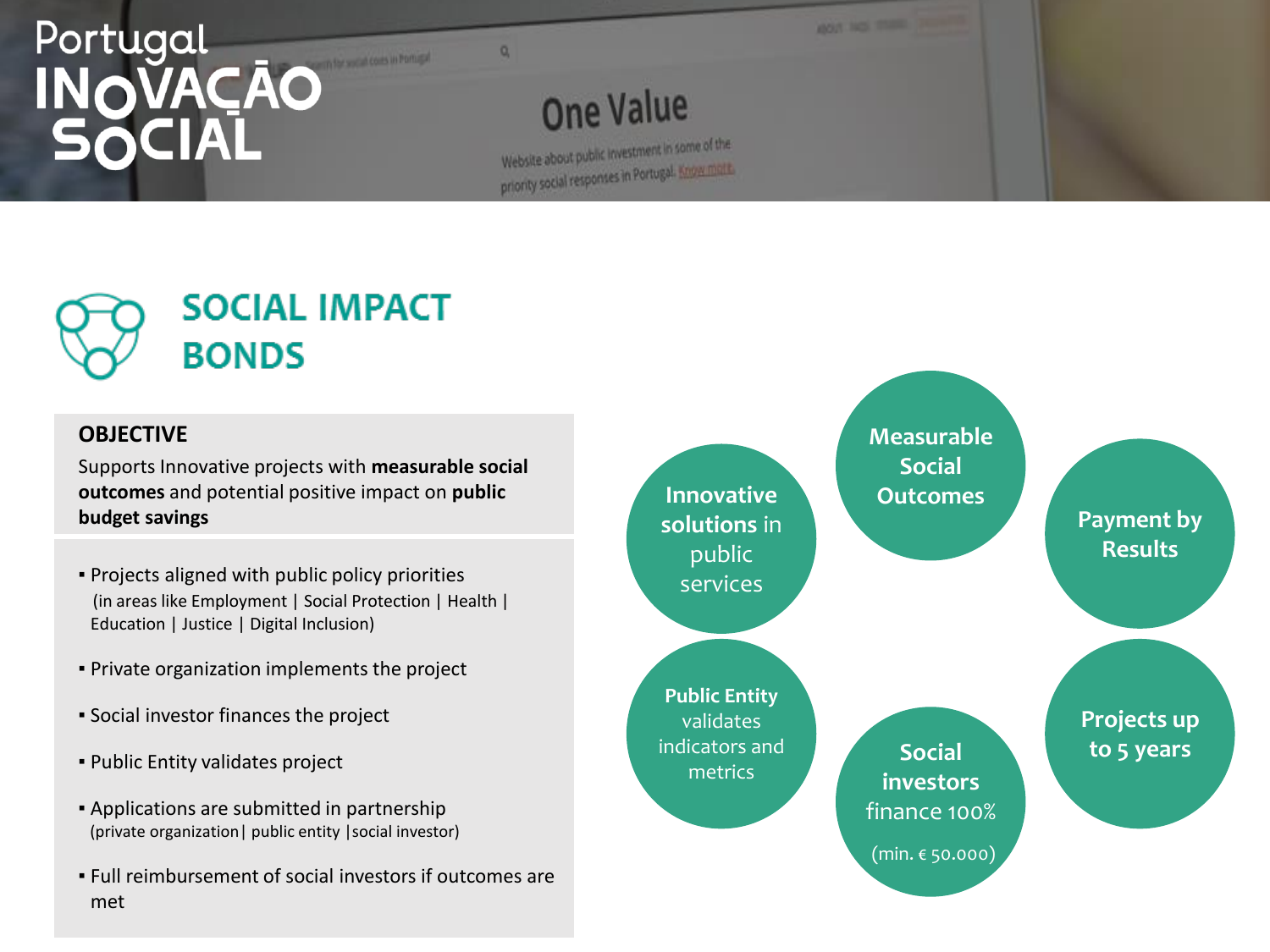Portugal INOVAÇÃO SOCIAL

# SOCIAL IMPACT BONDS

**OBJECTIVE**

Supports Innovative projects with **measurable social outcomes** and potential positive impact on **public budget savings**

- Projects aligned with public policy priorities (in areas like Employment | Social Protection | Health | Education | Justice | Digital Inclusion)
- Private organization implements the project
- Social investor finances the project
- Public Entity validates project
- Applications are submitted in partnership (private organization| public entity |social investor)
- Full reimbursement of social investors if outcomes are met

**Innovative solutions** in public services

**Measurable Social Outcomes**

**Payment by Results**

**Public Entity** validates indicators and metrics

**Social investors** finance 100% (min. € 50.000)

**Projects up to 5 years**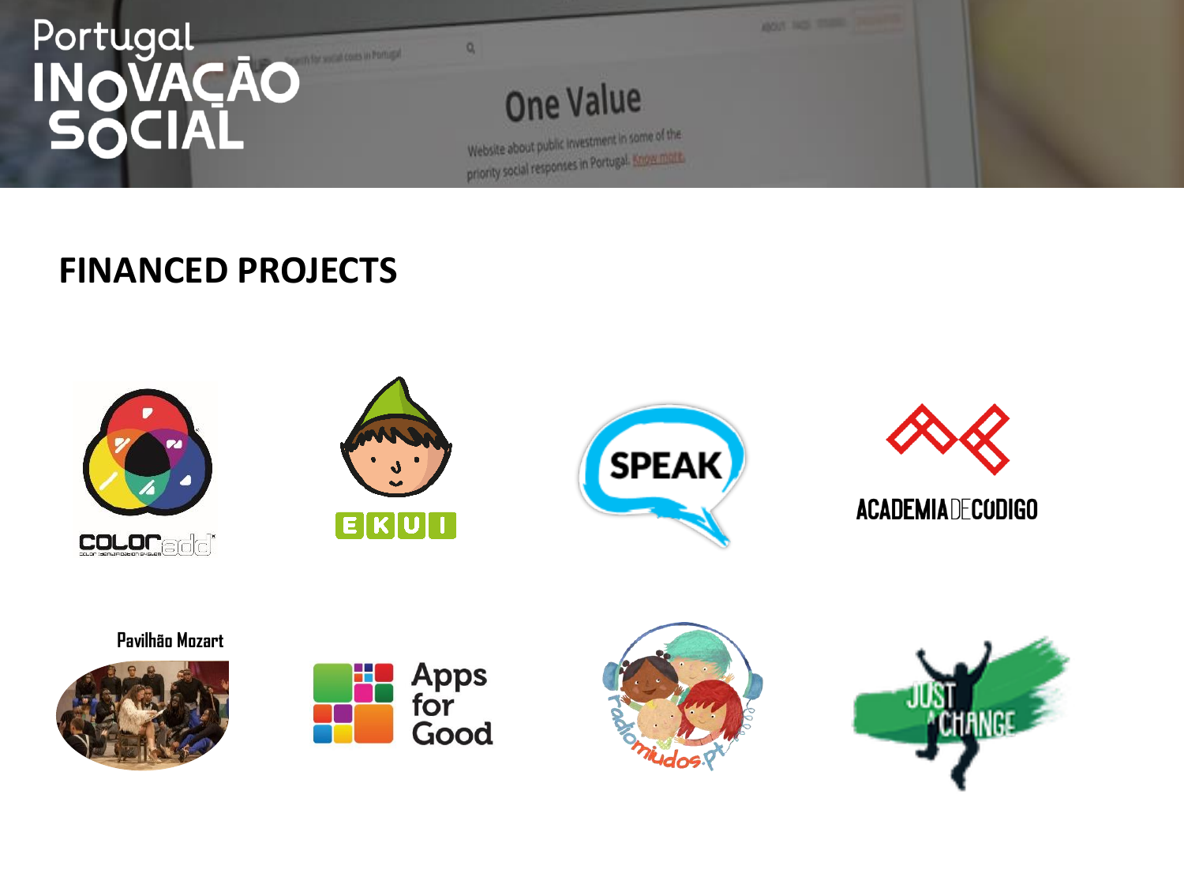Portugal INOVAÇÃO SOCIAL

## FINANCED PROJECTS

COLORadd

EKUI

SPEAK

ACADEMIA DE CÓDIGO

Pavilhão Mozart

Apps for Good

radiomiudos.pt

JUST CHANGE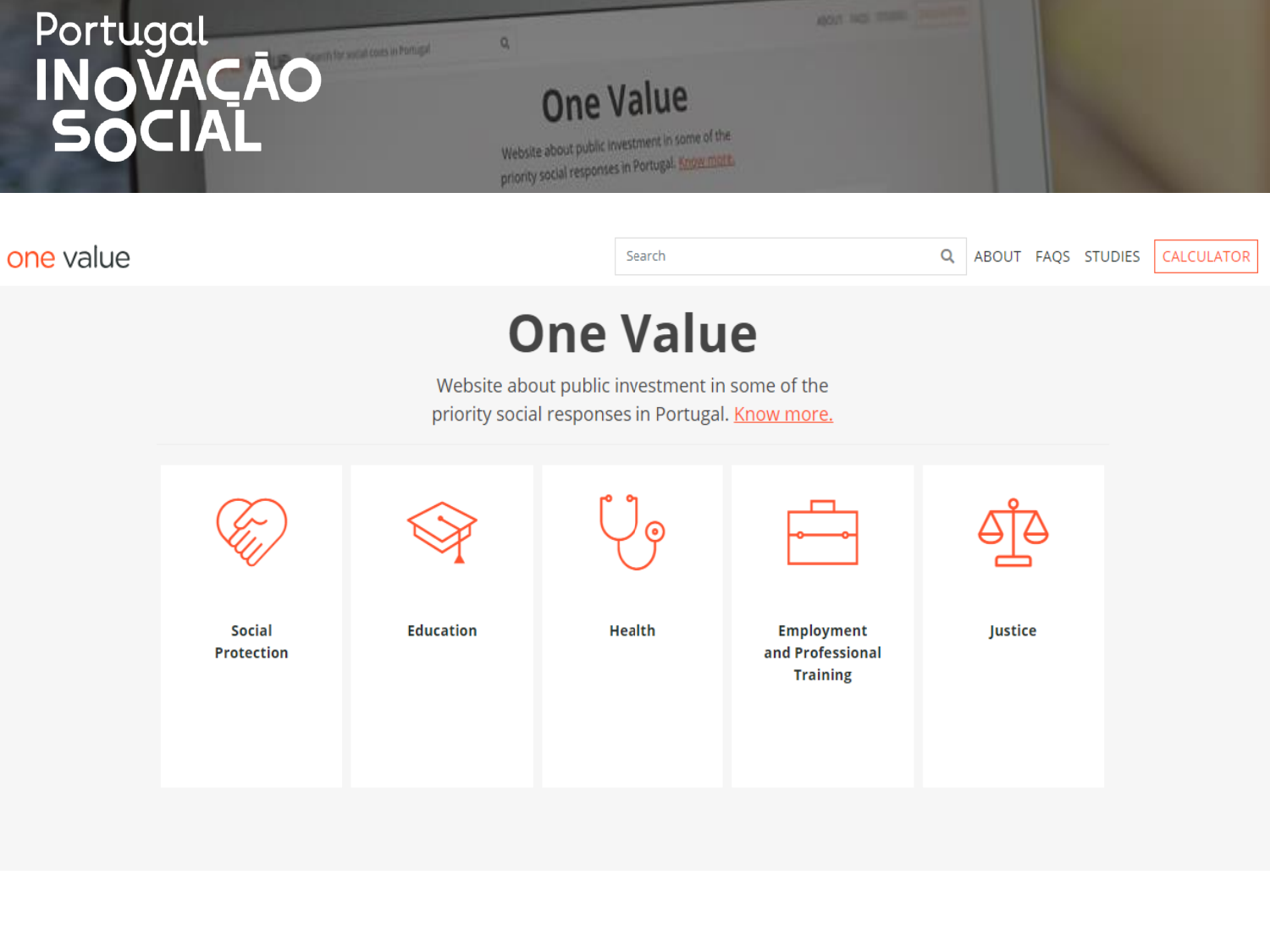Portugal INOVAÇÃO SOCIAL

one value

Search

ABOUT FAQS STUDIES CALCULATOR

# One Value

Website about public investment in some of the priority social responses in Portugal. Know more.

Social Protection

Education

Health

Employment and Professional Training

Justice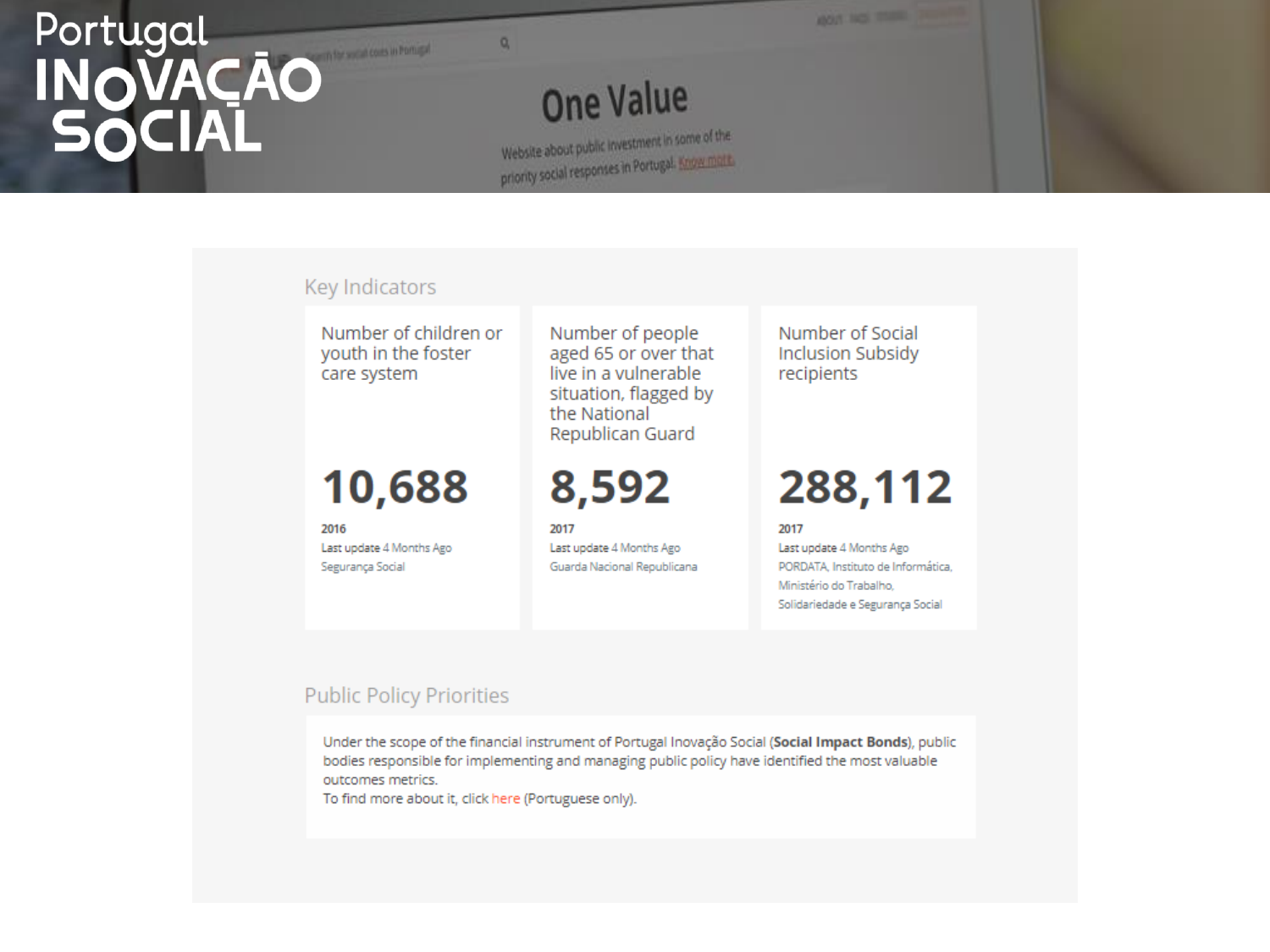Portugal INOVAÇÃO SOCIAL

# One Value

Website about public investment in some of the priority social responses in Portugal. Know more.

## Key Indicators

**Number of children or youth in the foster care system**

**10,688**

2016
Last update 4 Months Ago
Segurança Social

**Number of people aged 65 or over that live in a vulnerable situation, flagged by the National Republican Guard**

**8,592**

2017
Last update 4 Months Ago
Guarda Nacional Republicana

**Number of Social Inclusion Subsidy recipients**

**288,112**

2017
Last update 4 Months Ago
PORDATA, Instituto de Informática, Ministério do Trabalho, Solidariedade e Segurança Social

## Public Policy Priorities

Under the scope of the financial instrument of Portugal Inovação Social (**Social Impact Bonds**), public bodies responsible for implementing and managing public policy have identified the most valuable outcomes metrics.
To find more about it, click here (Portuguese only).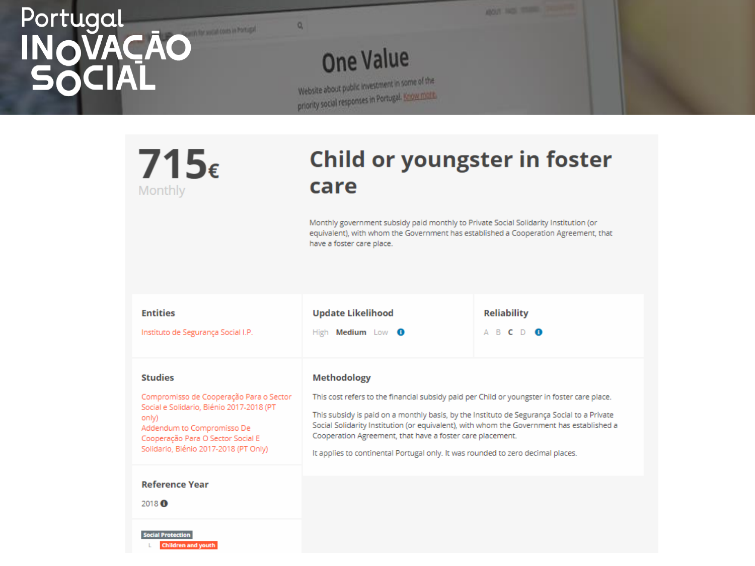Portugal INOVAÇÃO SOCIAL

One Value

Website about public investment in some of the priority social responses in Portugal. Know more.

# 715€

Monthly

## Child or youngster in foster care

Monthly government subsidy paid monthly to Private Social Solidarity Institution (or equivalent), with whom the Government has established a Cooperation Agreement, that have a foster care place.

### Entities

Instituto de Segurança Social I.P.

### Update Likelihood

High **Medium** Low

### Reliability

A B **C** D

### Studies

Compromisso de Cooperação Para o Sector Social e Solidario, Biénio 2017-2018 (PT only)

Addendum to Compromisso De Cooperação Para O Sector Social E Solidario, Biénio 2017-2018 (PT Only)

### Methodology

This cost refers to the financial subsidy paid per Child or youngster in foster care place.

This subsidy is paid on a monthly basis, by the Instituto de Segurança Social to a Private Social Solidarity Institution (or equivalent), with whom the Government has established a Cooperation Agreement, that have a foster care placement.

It applies to continental Portugal only. It was rounded to zero decimal places.

### Reference Year

2018

Social Protection
└ Children and youth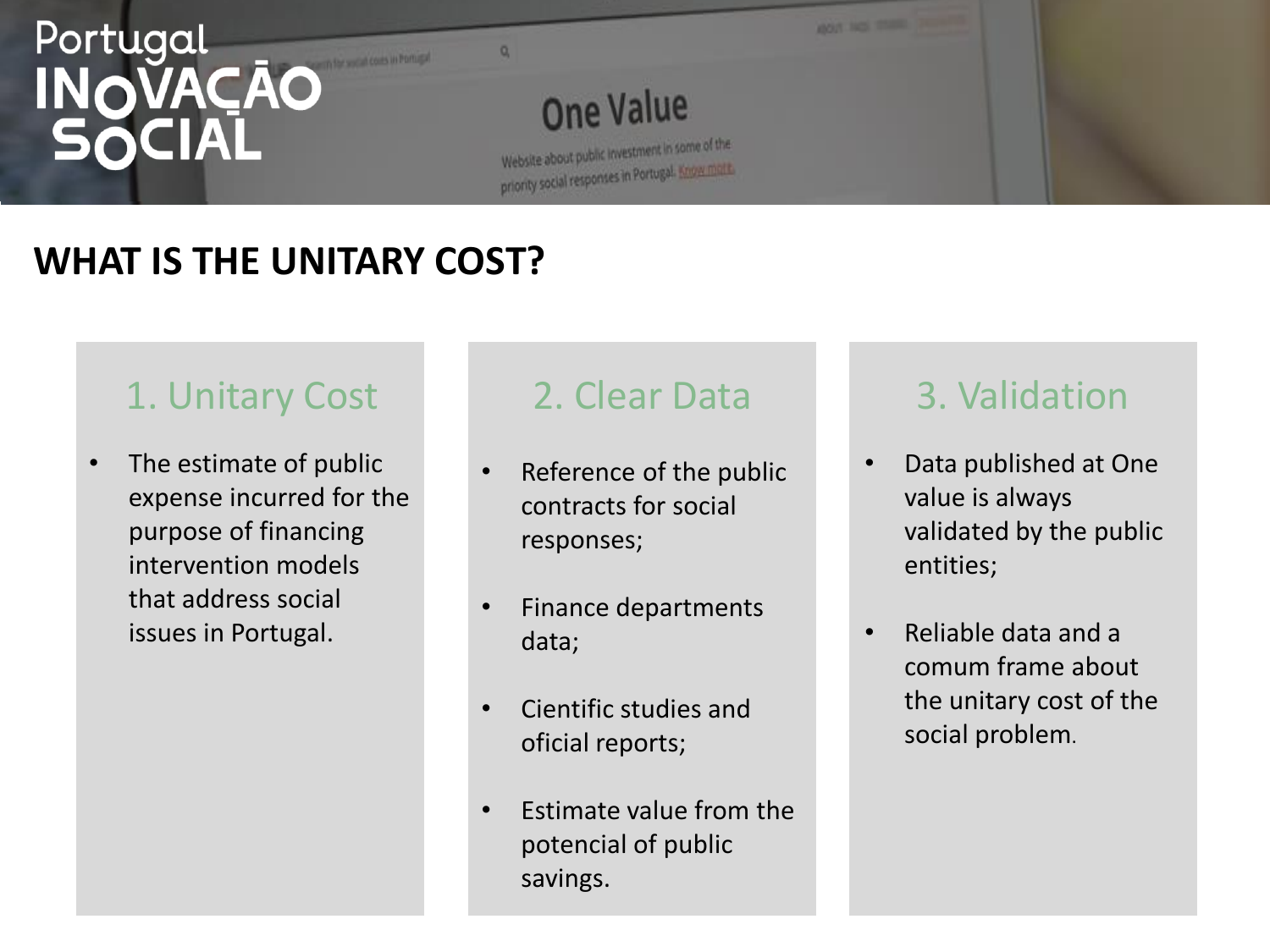Portugal INOVAÇÃO SOCIAL

One Value

Website about public investment in some of the priority social responses in Portugal. Know more.

## WHAT IS THE UNITARY COST?

### 1. Unitary Cost

- The estimate of public expense incurred for the purpose of financing intervention models that address social issues in Portugal.

### 2. Clear Data

- Reference of the public contracts for social responses;
- Finance departments data;
- Cientific studies and oficial reports;
- Estimate value from the potencial of public savings.

### 3. Validation

- Data published at One value is always validated by the public entities;
- Reliable data and a comum frame about the unitary cost of the social problem.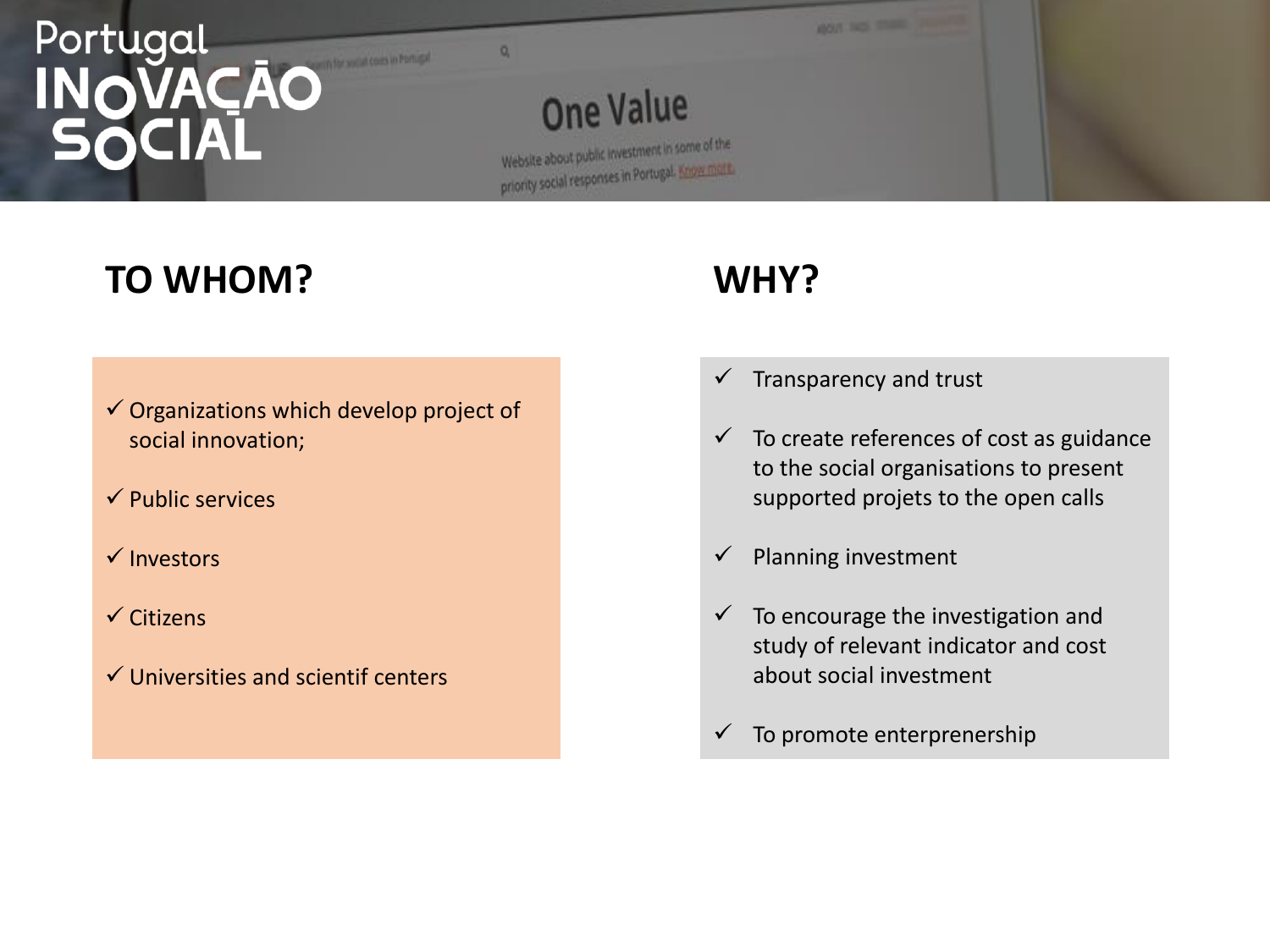Portugal INOVAÇÃO SOCIAL

One Value

Website about public investment in some of the priority social responses in Portugal. Know more.

## TO WHOM?

- ✓ Organizations which develop project of social innovation;
- ✓ Public services
- ✓ Investors
- ✓ Citizens
- ✓ Universities and scientif centers

## WHY?

- ✓ Transparency and trust
- ✓ To create references of cost as guidance to the social organisations to present supported projets to the open calls
- ✓ Planning investment
- ✓ To encourage the investigation and study of relevant indicator and cost about social investment
- ✓ To promote enterprenership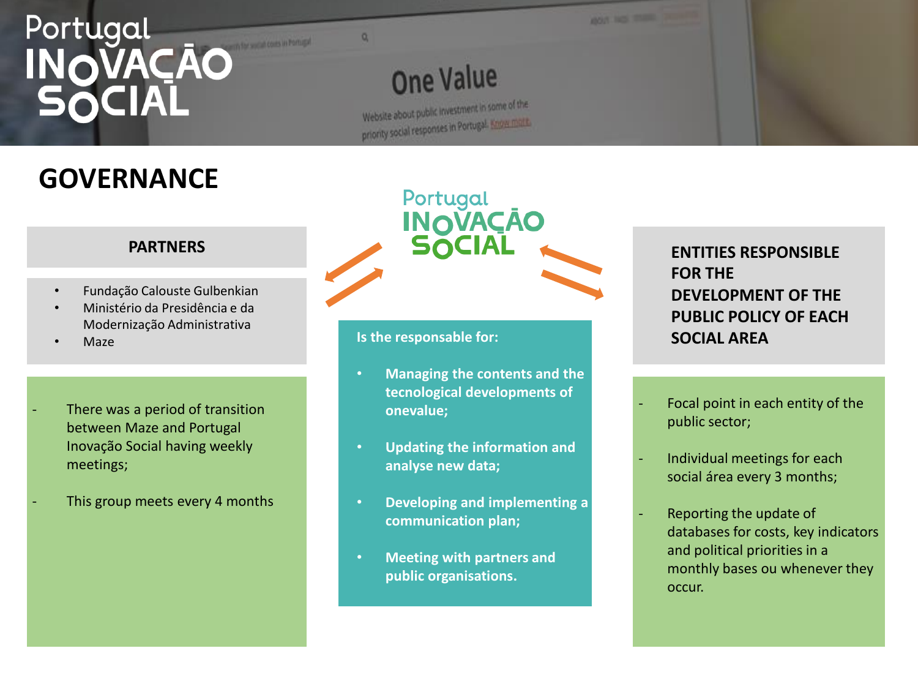Portugal INOVAÇÃO SOCIAL

# GOVERNANCE

## PARTNERS

- Fundação Calouste Gulbenkian
- Ministério da Presidência e da Modernização Administrativa
- Maze

- There was a period of transition between Maze and Portugal Inovação Social having weekly meetings;
- This group meets every 4 months

## Portugal INOVAÇÃO SOCIAL

**Is the responsable for:**

- **Managing the contents and the tecnological developments of onevalue;**
- **Updating the information and analyse new data;**
- **Developing and implementing a communication plan;**
- **Meeting with partners and public organisations.**

## ENTITIES RESPONSIBLE FOR THE DEVELOPMENT OF THE PUBLIC POLICY OF EACH SOCIAL AREA

- Focal point in each entity of the public sector;
- Individual meetings for each social área every 3 months;
- Reporting the update of databases for costs, key indicators and political priorities in a monthly bases ou whenever they occur.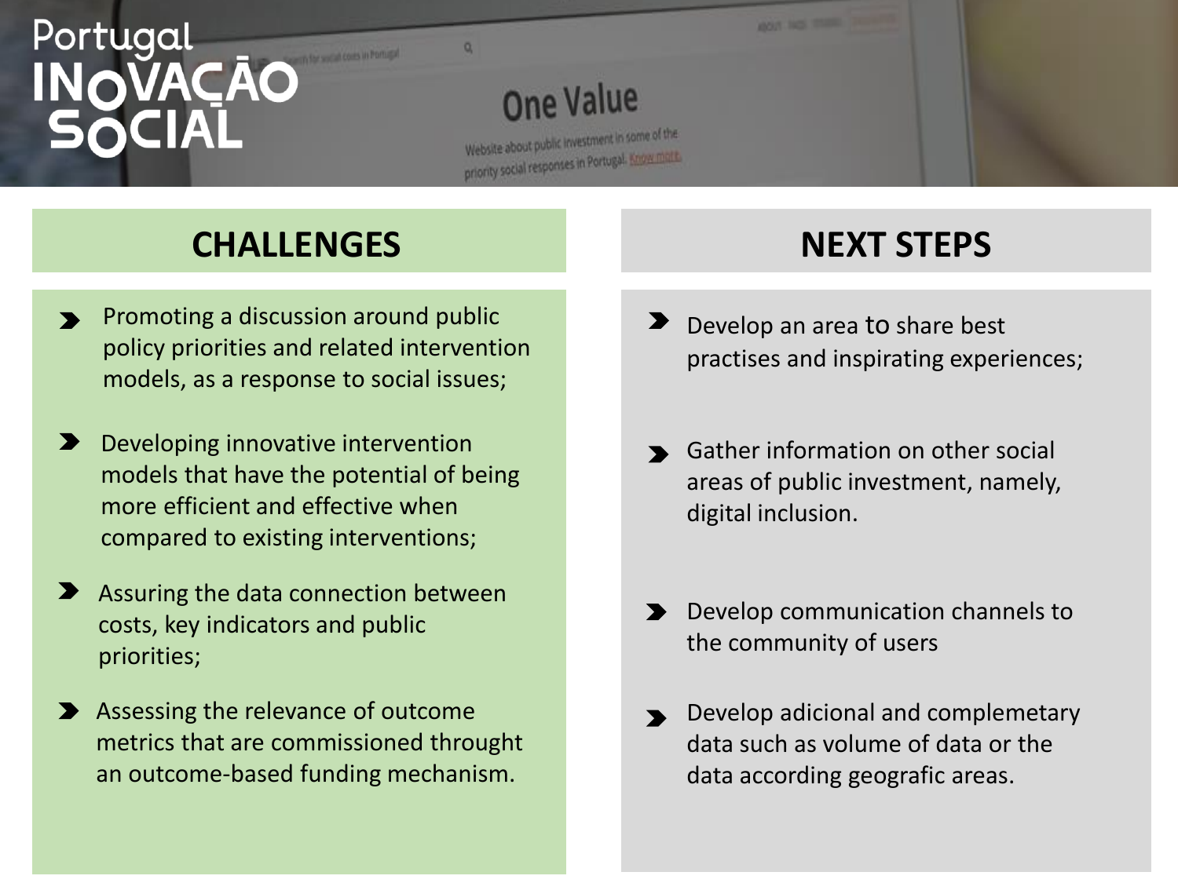Portugal INOVAÇÃO SOCIAL

## CHALLENGES

- Promoting a discussion around public policy priorities and related intervention models, as a response to social issues;
- Developing innovative intervention models that have the potential of being more efficient and effective when compared to existing interventions;
- Assuring the data connection between costs, key indicators and public priorities;
- Assessing the relevance of outcome metrics that are commissioned throught an outcome-based funding mechanism.

## NEXT STEPS

- Develop an area to share best practises and inspirating experiences;
- Gather information on other social areas of public investment, namely, digital inclusion.
- Develop communication channels to the community of users
- Develop adicional and complemetary data such as volume of data or the data according geografic areas.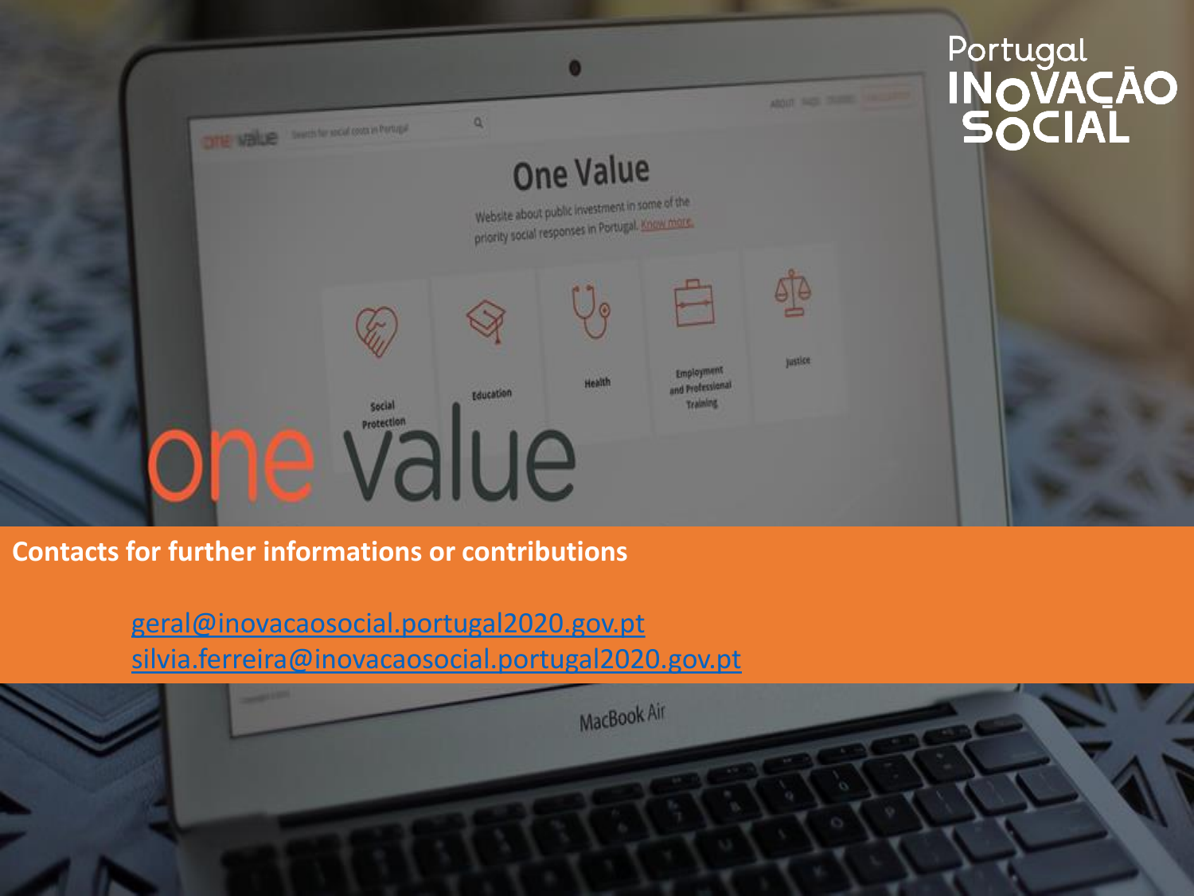Portugal INOVAÇÃO SOCIAL

one value

**Contacts for further informations or contributions**

geral@inovacaosocial.portugal2020.gov.pt
silvia.ferreira@inovacaosocial.portugal2020.gov.pt